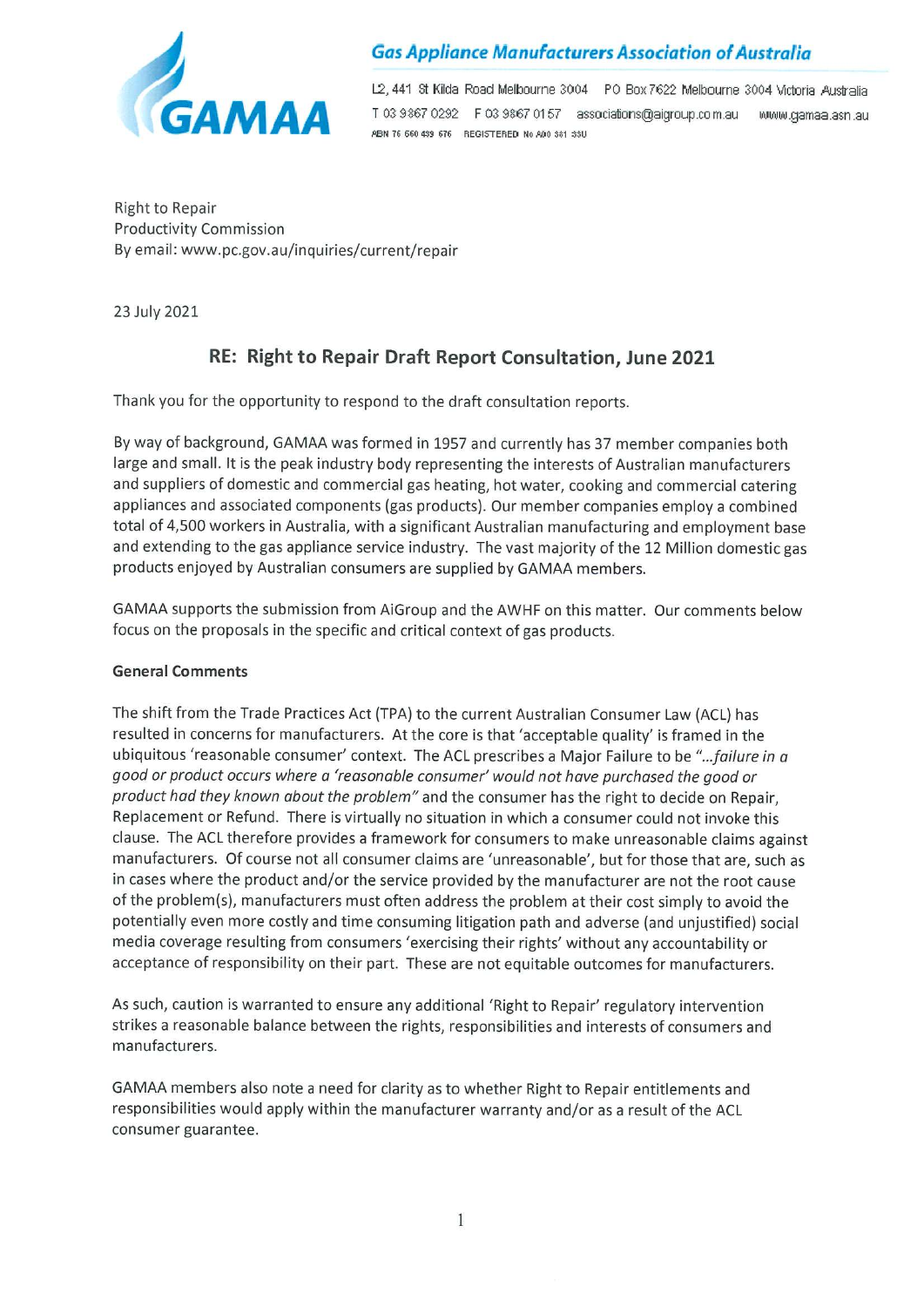**Gas Appliance Manufacturers Association of Australia**

GAMAA

L2, 441 St Kilda Road Melbourne 3004 PO Box 7622 Melbourne 3004 Victoria Australia
T 03 9867 0292 F 03 9867 0157 associations@aigroup.com.au www.gamaa.asn.au
ABN 76 560 439 676 REGISTERED No A00 381 33U

Right to Repair
Productivity Commission
By email: www.pc.gov.au/inquiries/current/repair

23 July 2021

## RE: Right to Repair Draft Report Consultation, June 2021

Thank you for the opportunity to respond to the draft consultation reports.

By way of background, GAMAA was formed in 1957 and currently has 37 member companies both large and small. It is the peak industry body representing the interests of Australian manufacturers and suppliers of domestic and commercial gas heating, hot water, cooking and commercial catering appliances and associated components (gas products). Our member companies employ a combined total of 4,500 workers in Australia, with a significant Australian manufacturing and employment base and extending to the gas appliance service industry. The vast majority of the 12 Million domestic gas products enjoyed by Australian consumers are supplied by GAMAA members.

GAMAA supports the submission from AiGroup and the AWHF on this matter. Our comments below focus on the proposals in the specific and critical context of gas products.

**General Comments**

The shift from the Trade Practices Act (TPA) to the current Australian Consumer Law (ACL) has resulted in concerns for manufacturers. At the core is that 'acceptable quality' is framed in the ubiquitous 'reasonable consumer' context. The ACL prescribes a Major Failure to be *"...failure in a good or product occurs where a 'reasonable consumer' would not have purchased the good or product had they known about the problem"* and the consumer has the right to decide on Repair, Replacement or Refund. There is virtually no situation in which a consumer could not invoke this clause. The ACL therefore provides a framework for consumers to make unreasonable claims against manufacturers. Of course not all consumer claims are 'unreasonable', but for those that are, such as in cases where the product and/or the service provided by the manufacturer are not the root cause of the problem(s), manufacturers must often address the problem at their cost simply to avoid the potentially even more costly and time consuming litigation path and adverse (and unjustified) social media coverage resulting from consumers 'exercising their rights' without any accountability or acceptance of responsibility on their part. These are not equitable outcomes for manufacturers.

As such, caution is warranted to ensure any additional 'Right to Repair' regulatory intervention strikes a reasonable balance between the rights, responsibilities and interests of consumers and manufacturers.

GAMAA members also note a need for clarity as to whether Right to Repair entitlements and responsibilities would apply within the manufacturer warranty and/or as a result of the ACL consumer guarantee.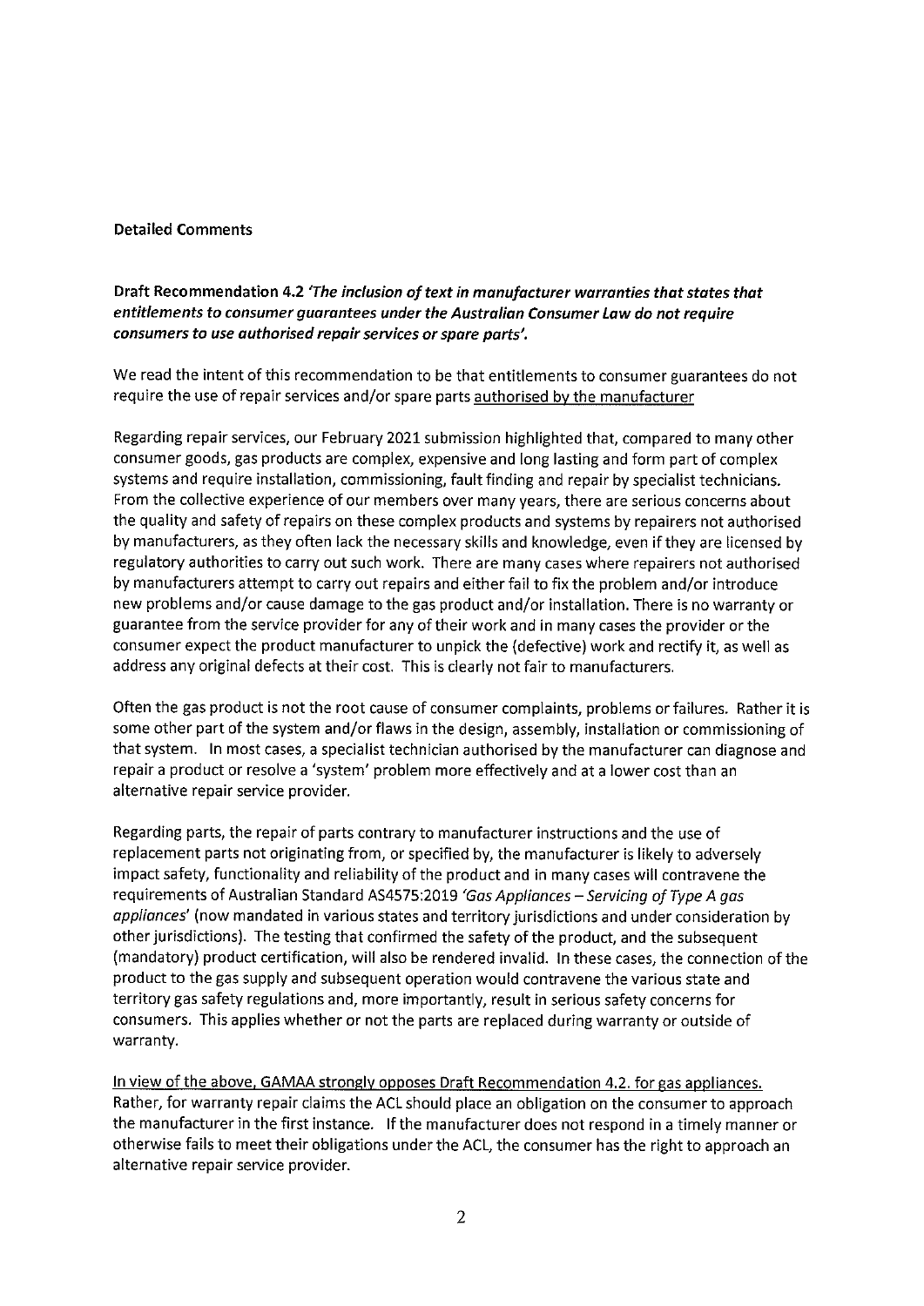**Detailed Comments**

**Draft Recommendation 4.2 *'The inclusion of text in manufacturer warranties that states that entitlements to consumer guarantees under the Australian Consumer Law do not require consumers to use authorised repair services or spare parts'.***

We read the intent of this recommendation to be that entitlements to consumer guarantees do not require the use of repair services and/or spare parts <u>authorised by the manufacturer</u>

Regarding repair services, our February 2021 submission highlighted that, compared to many other consumer goods, gas products are complex, expensive and long lasting and form part of complex systems and require installation, commissioning, fault finding and repair by specialist technicians. From the collective experience of our members over many years, there are serious concerns about the quality and safety of repairs on these complex products and systems by repairers not authorised by manufacturers, as they often lack the necessary skills and knowledge, even if they are licensed by regulatory authorities to carry out such work. There are many cases where repairers not authorised by manufacturers attempt to carry out repairs and either fail to fix the problem and/or introduce new problems and/or cause damage to the gas product and/or installation. There is no warranty or guarantee from the service provider for any of their work and in many cases the provider or the consumer expect the product manufacturer to unpick the (defective) work and rectify it, as well as address any original defects at their cost. This is clearly not fair to manufacturers.

Often the gas product is not the root cause of consumer complaints, problems or failures. Rather it is some other part of the system and/or flaws in the design, assembly, installation or commissioning of that system. In most cases, a specialist technician authorised by the manufacturer can diagnose and repair a product or resolve a 'system' problem more effectively and at a lower cost than an alternative repair service provider.

Regarding parts, the repair of parts contrary to manufacturer instructions and the use of replacement parts not originating from, or specified by, the manufacturer is likely to adversely impact safety, functionality and reliability of the product and in many cases will contravene the requirements of Australian Standard AS4575:2019 *'Gas Appliances – Servicing of Type A gas appliances'* (now mandated in various states and territory jurisdictions and under consideration by other jurisdictions). The testing that confirmed the safety of the product, and the subsequent (mandatory) product certification, will also be rendered invalid. In these cases, the connection of the product to the gas supply and subsequent operation would contravene the various state and territory gas safety regulations and, more importantly, result in serious safety concerns for consumers. This applies whether or not the parts are replaced during warranty or outside of warranty.

<u>In view of the above, GAMAA strongly opposes Draft Recommendation 4.2. for gas appliances.</u> Rather, for warranty repair claims the ACL should place an obligation on the consumer to approach the manufacturer in the first instance. If the manufacturer does not respond in a timely manner or otherwise fails to meet their obligations under the ACL, the consumer has the right to approach an alternative repair service provider.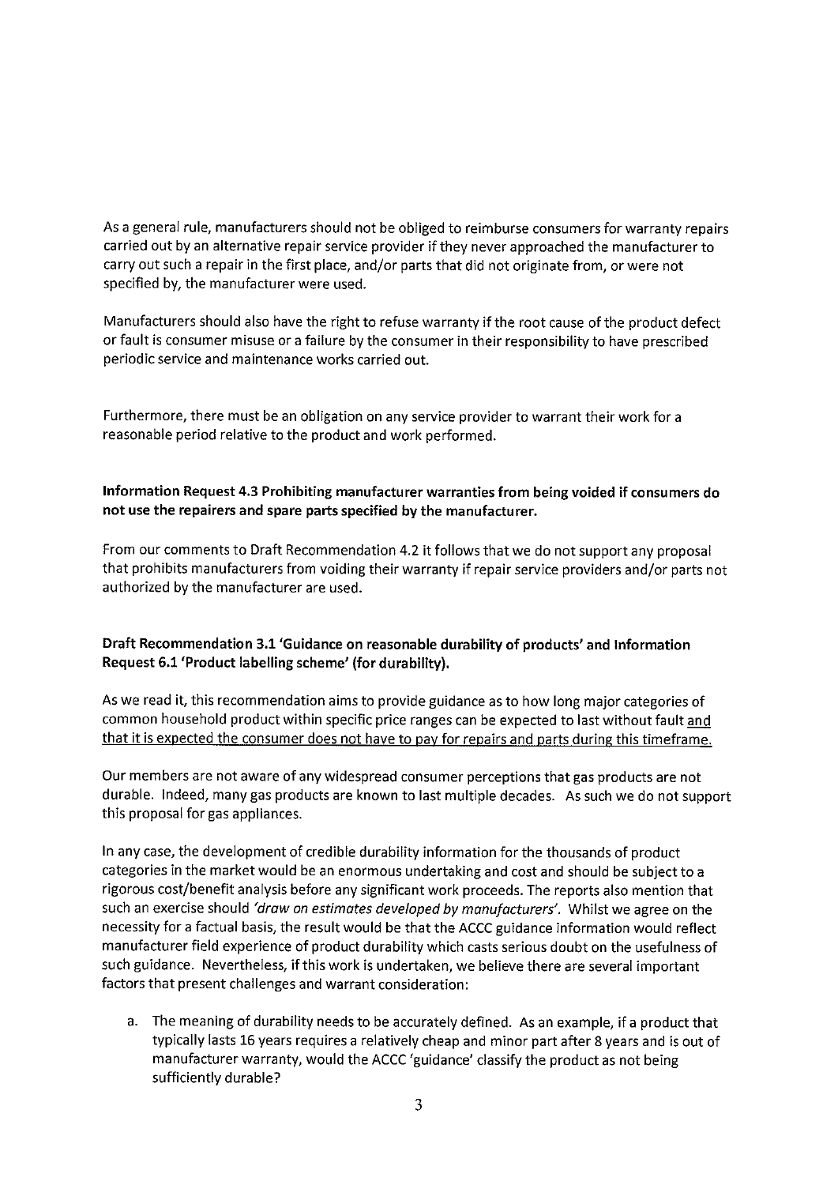As a general rule, manufacturers should not be obliged to reimburse consumers for warranty repairs carried out by an alternative repair service provider if they never approached the manufacturer to carry out such a repair in the first place, and/or parts that did not originate from, or were not specified by, the manufacturer were used.

Manufacturers should also have the right to refuse warranty if the root cause of the product defect or fault is consumer misuse or a failure by the consumer in their responsibility to have prescribed periodic service and maintenance works carried out.

Furthermore, there must be an obligation on any service provider to warrant their work for a reasonable period relative to the product and work performed.

**Information Request 4.3 Prohibiting manufacturer warranties from being voided if consumers do not use the repairers and spare parts specified by the manufacturer.**

From our comments to Draft Recommendation 4.2 it follows that we do not support any proposal that prohibits manufacturers from voiding their warranty if repair service providers and/or parts not authorized by the manufacturer are used.

**Draft Recommendation 3.1 'Guidance on reasonable durability of products' and Information Request 6.1 'Product labelling scheme' (for durability).**

As we read it, this recommendation aims to provide guidance as to how long major categories of common household product within specific price ranges can be expected to last without fault <u>and that it is expected the consumer does not have to pay for repairs and parts during this timeframe.</u>

Our members are not aware of any widespread consumer perceptions that gas products are not durable. Indeed, many gas products are known to last multiple decades. As such we do not support this proposal for gas appliances.

In any case, the development of credible durability information for the thousands of product categories in the market would be an enormous undertaking and cost and should be subject to a rigorous cost/benefit analysis before any significant work proceeds. The reports also mention that such an exercise should *'draw on estimates developed by manufacturers'*. Whilst we agree on the necessity for a factual basis, the result would be that the ACCC guidance information would reflect manufacturer field experience of product durability which casts serious doubt on the usefulness of such guidance. Nevertheless, if this work is undertaken, we believe there are several important factors that present challenges and warrant consideration:

a. The meaning of durability needs to be accurately defined. As an example, if a product that typically lasts 16 years requires a relatively cheap and minor part after 8 years and is out of manufacturer warranty, would the ACCC 'guidance' classify the product as not being sufficiently durable?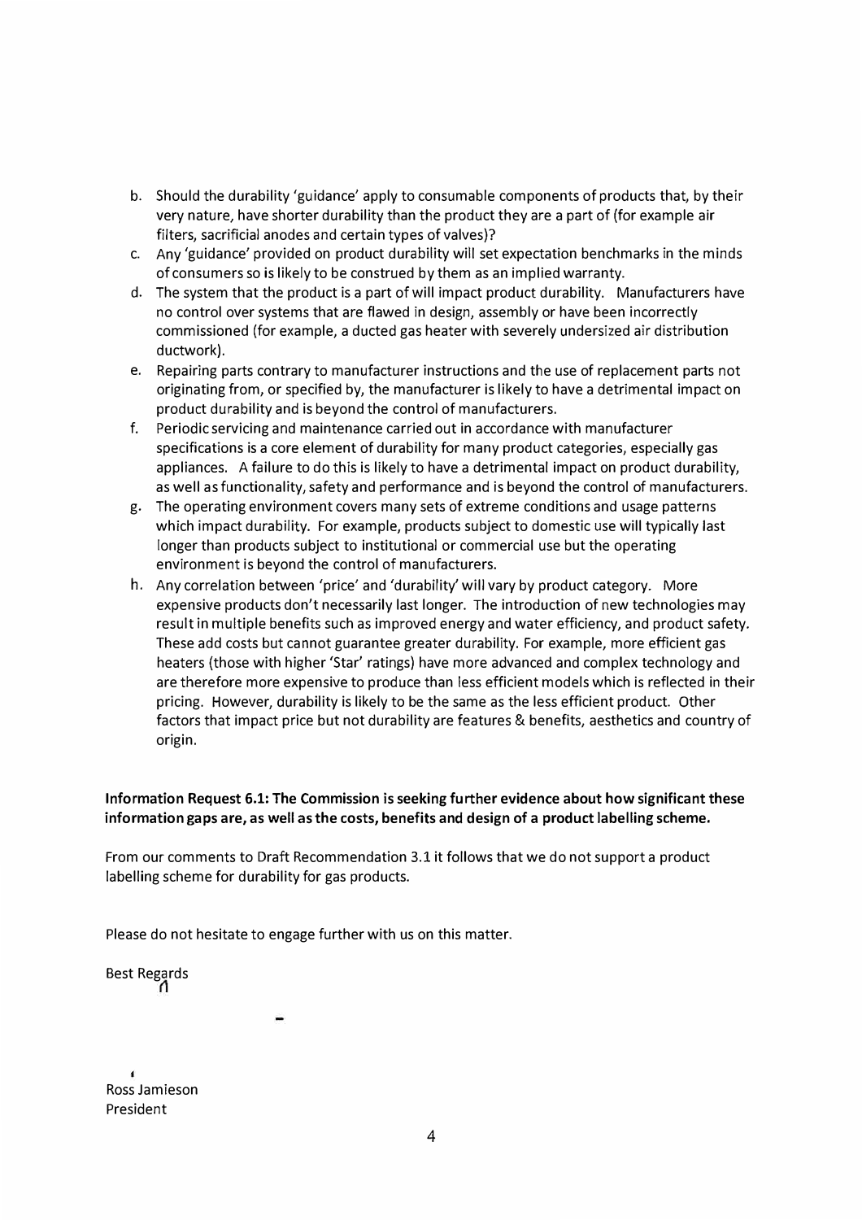b. Should the durability 'guidance' apply to consumable components of products that, by their very nature, have shorter durability than the product they are a part of (for example air filters, sacrificial anodes and certain types of valves)?
c. Any 'guidance' provided on product durability will set expectation benchmarks in the minds of consumers so is likely to be construed by them as an implied warranty.
d. The system that the product is a part of will impact product durability. Manufacturers have no control over systems that are flawed in design, assembly or have been incorrectly commissioned (for example, a ducted gas heater with severely undersized air distribution ductwork).
e. Repairing parts contrary to manufacturer instructions and the use of replacement parts not originating from, or specified by, the manufacturer is likely to have a detrimental impact on product durability and is beyond the control of manufacturers.
f. Periodic servicing and maintenance carried out in accordance with manufacturer specifications is a core element of durability for many product categories, especially gas appliances. A failure to do this is likely to have a detrimental impact on product durability, as well as functionality, safety and performance and is beyond the control of manufacturers.
g. The operating environment covers many sets of extreme conditions and usage patterns which impact durability. For example, products subject to domestic use will typically last longer than products subject to institutional or commercial use but the operating environment is beyond the control of manufacturers.
h. Any correlation between 'price' and 'durability' will vary by product category. More expensive products don't necessarily last longer. The introduction of new technologies may result in multiple benefits such as improved energy and water efficiency, and product safety. These add costs but cannot guarantee greater durability. For example, more efficient gas heaters (those with higher 'Star' ratings) have more advanced and complex technology and are therefore more expensive to produce than less efficient models which is reflected in their pricing. However, durability is likely to be the same as the less efficient product. Other factors that impact price but not durability are features & benefits, aesthetics and country of origin.

**Information Request 6.1: The Commission is seeking further evidence about how significant these information gaps are, as well as the costs, benefits and design of a product labelling scheme.**

From our comments to Draft Recommendation 3.1 it follows that we do not support a product labelling scheme for durability for gas products.

Please do not hesitate to engage further with us on this matter.

Best Regards

Ross Jamieson
President